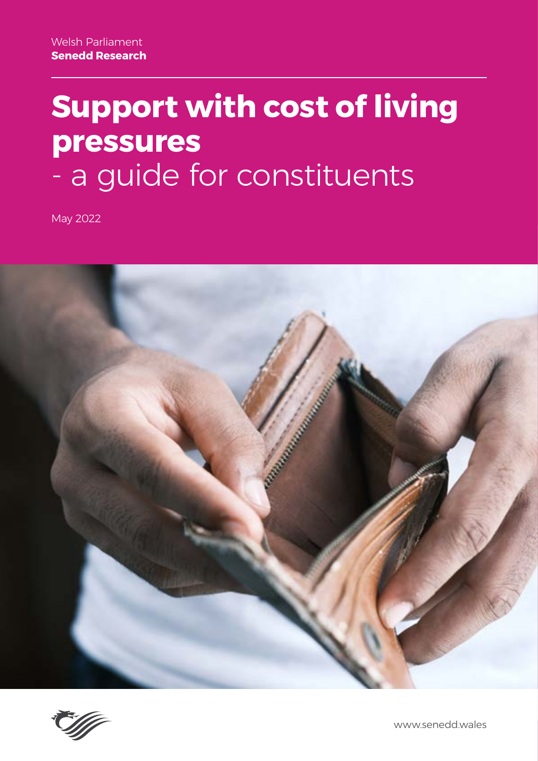Welsh Parliament
**Senedd Research**

# Support with cost of living pressures - a guide for constituents

May 2022

www.senedd.wales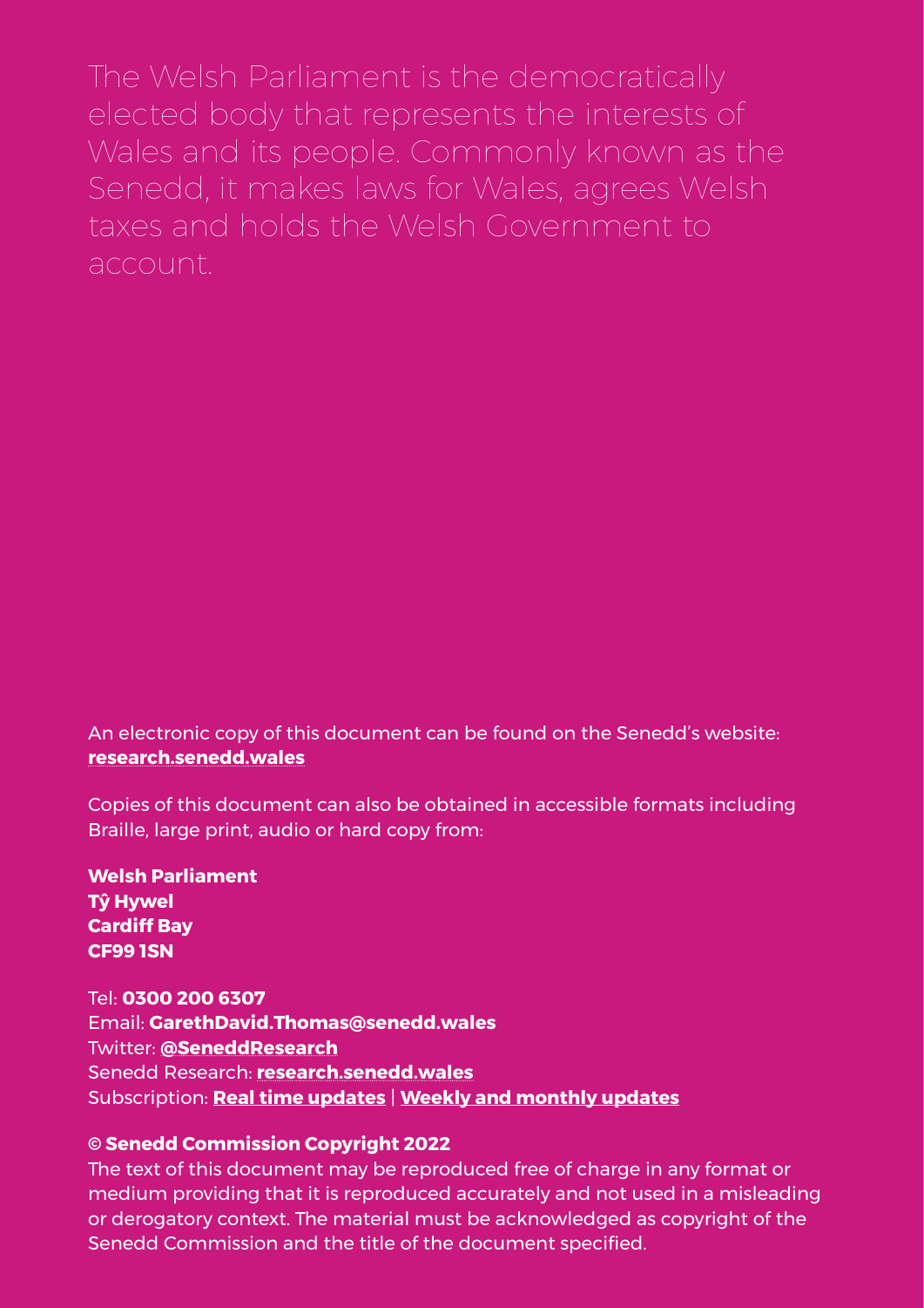The Welsh Parliament is the democratically elected body that represents the interests of Wales and its people. Commonly known as the Senedd, it makes laws for Wales, agrees Welsh taxes and holds the Welsh Government to account.

An electronic copy of this document can be found on the Senedd's website: **research.senedd.wales**

Copies of this document can also be obtained in accessible formats including Braille, large print, audio or hard copy from:

**Welsh Parliament**
**Tŷ Hywel**
**Cardiff Bay**
**CF99 1SN**

Tel: **0300 200 6307**
Email: **GarethDavid.Thomas@senedd.wales**
Twitter: **@SeneddResearch**
Senedd Research: **research.senedd.wales**
Subscription: **Real time updates** | **Weekly and monthly updates**

**© Senedd Commission Copyright 2022**

The text of this document may be reproduced free of charge in any format or medium providing that it is reproduced accurately and not used in a misleading or derogatory context. The material must be acknowledged as copyright of the Senedd Commission and the title of the document specified.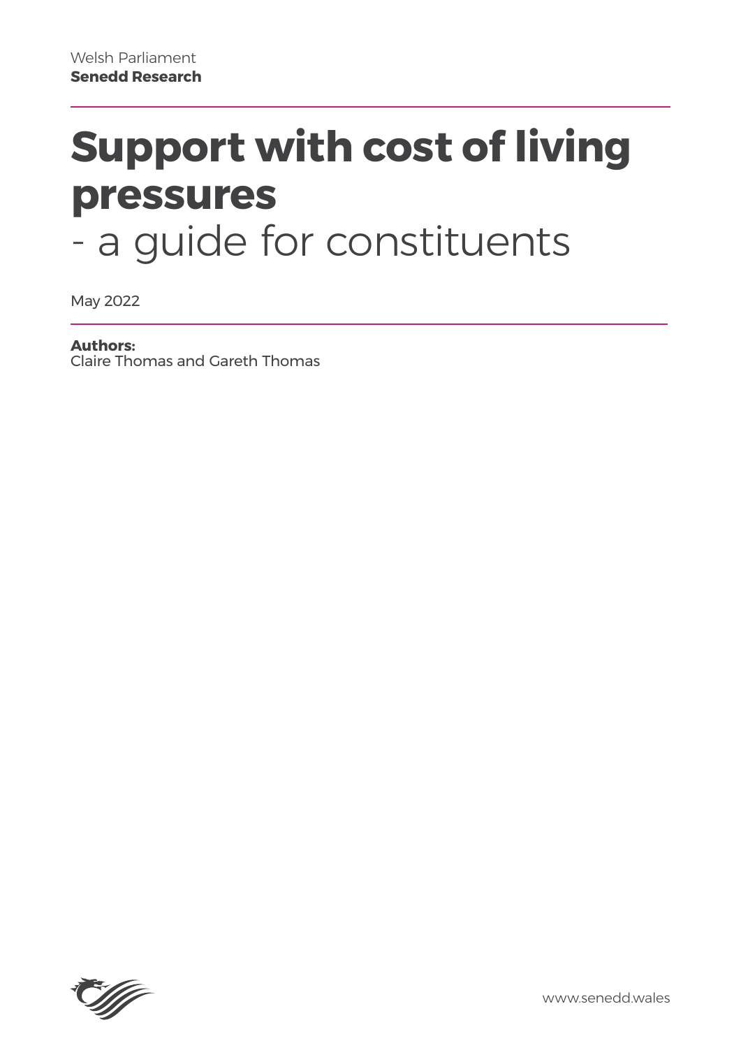Welsh Parliament
**Senedd Research**

# Support with cost of living pressures
- a guide for constituents

May 2022

**Authors:**
Claire Thomas and Gareth Thomas

www.senedd.wales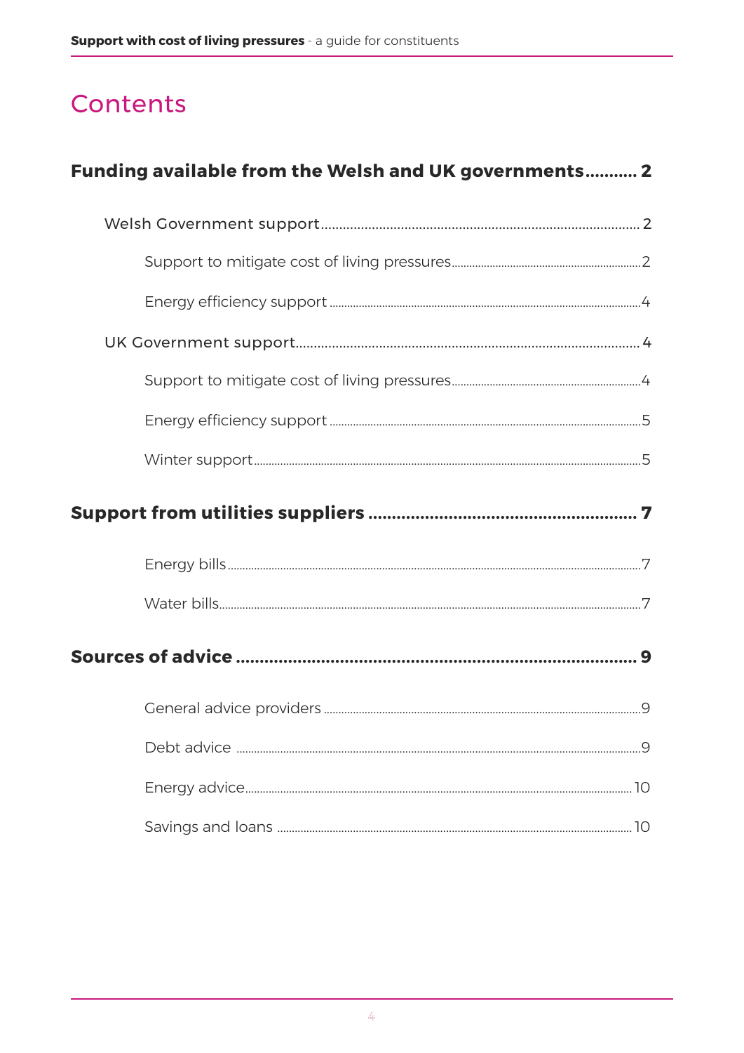# Contents

**Funding available from the Welsh and UK governments........... 2**

- Welsh Government support........................................................ 2
  - Support to mitigate cost of living pressures........................ 2
  - Energy efficiency support ........................................................ 4
- UK Government support.............................................................. 4
  - Support to mitigate cost of living pressures........................ 4
  - Energy efficiency support ........................................................ 5
  - Winter support.............................................................................. 5

**Support from utilities suppliers ........................................................ 7**

- Energy bills.............................................................................................. 7
- Water bills................................................................................................. 7

**Sources of advice ........................................................................ 9**

- General advice providers .................................................................. 9
- Debt advice ............................................................................................. 9
- Energy advice......................................................................................... 10
- Savings and loans ................................................................................ 10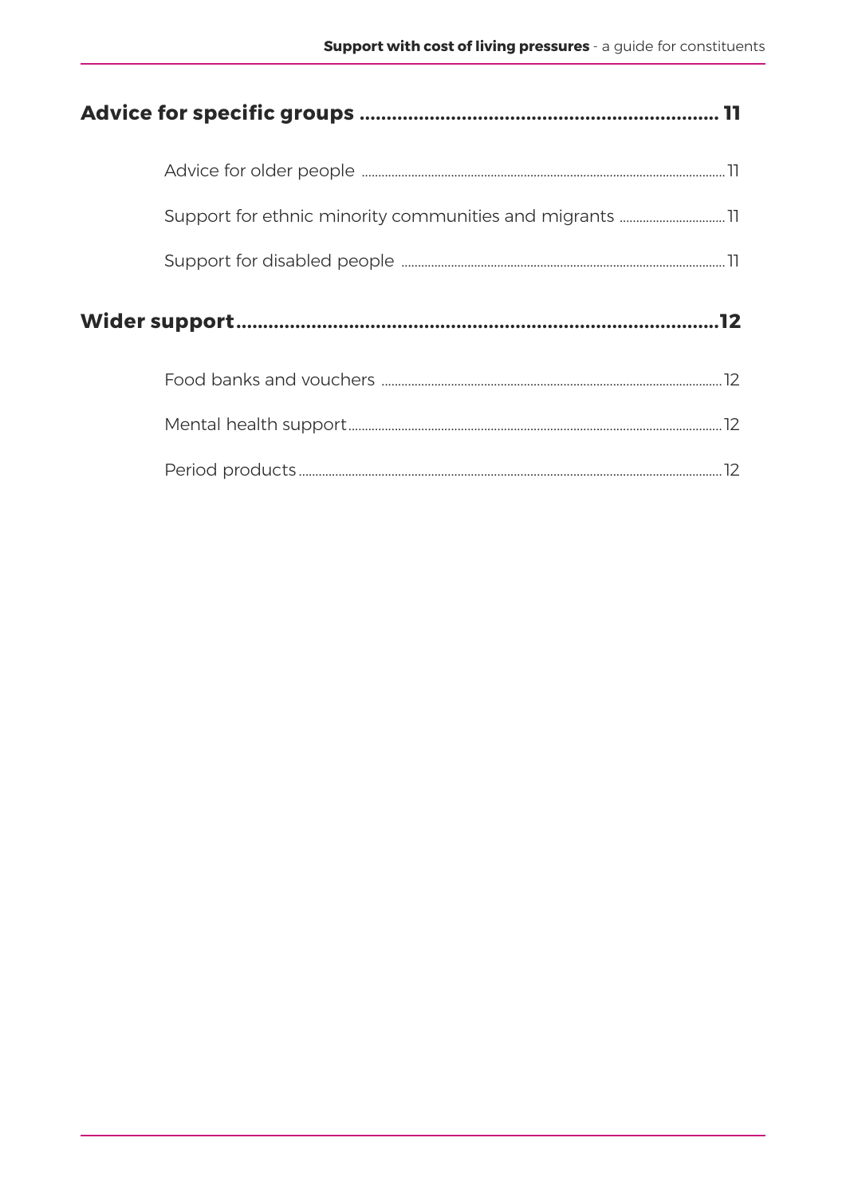**Advice for specific groups** ............................................................ 11

- Advice for older people ............................................................ 11
- Support for ethnic minority communities and migrants ............................ 11
- Support for disabled people ............................................................ 11

**Wider support** ............................................................ 12

- Food banks and vouchers ............................................................ 12
- Mental health support ............................................................ 12
- Period products ............................................................ 12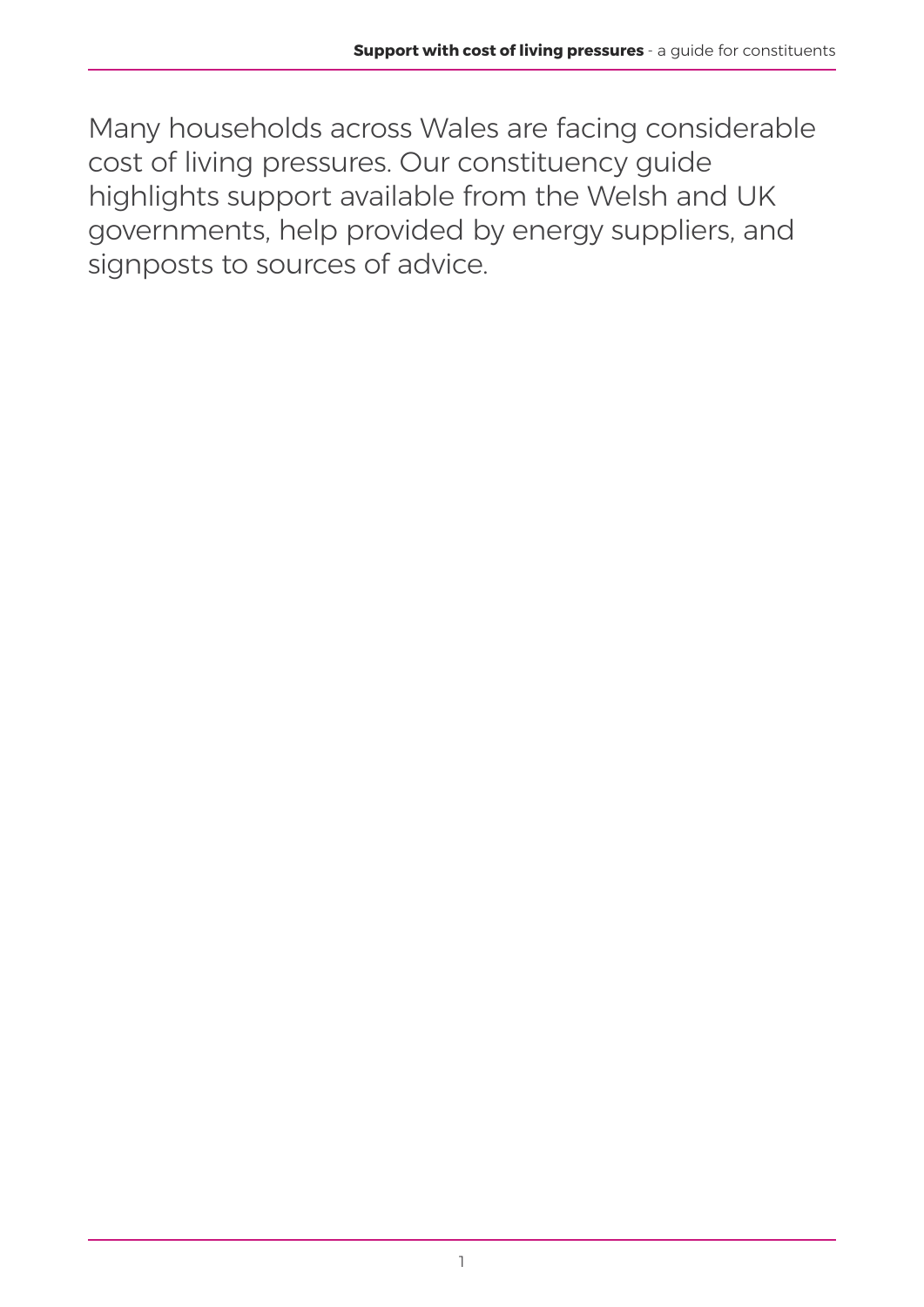Many households across Wales are facing considerable cost of living pressures. Our constituency guide highlights support available from the Welsh and UK governments, help provided by energy suppliers, and signposts to sources of advice.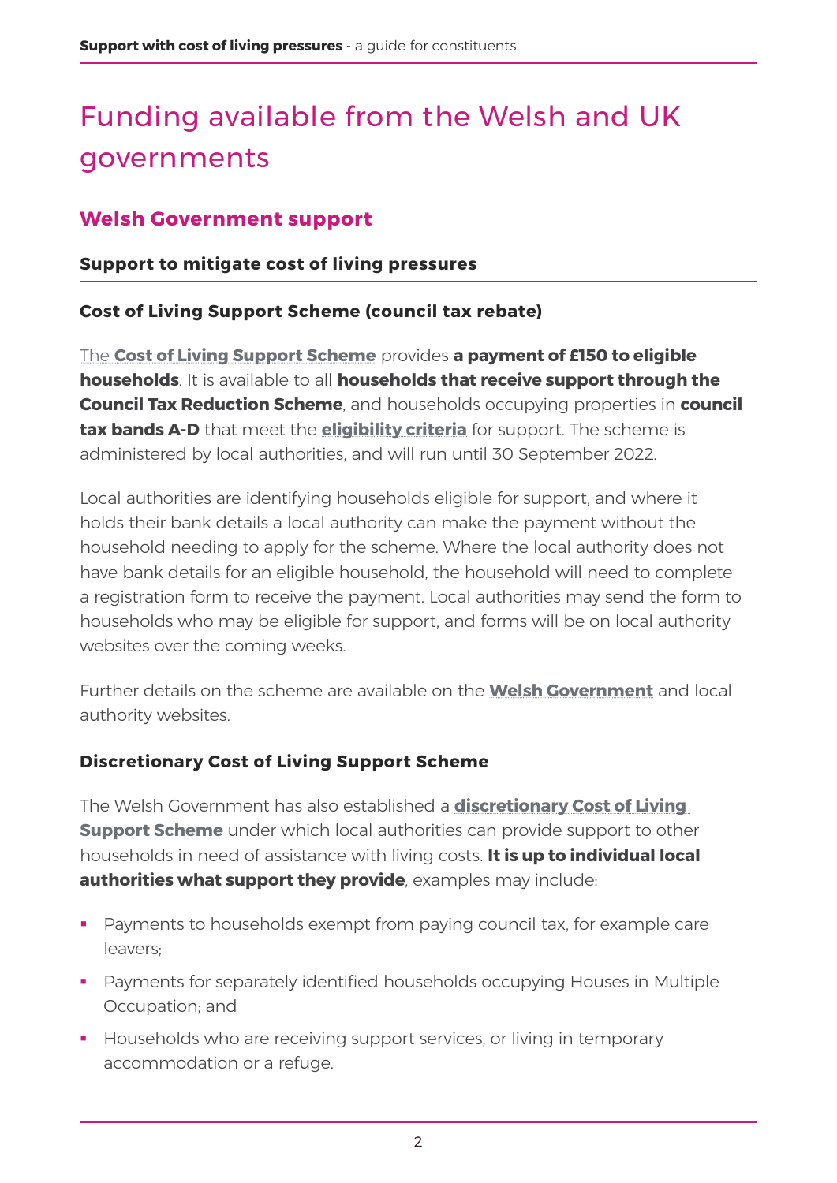# Funding available from the Welsh and UK governments

## Welsh Government support

### Support to mitigate cost of living pressures

#### Cost of Living Support Scheme (council tax rebate)

The **Cost of Living Support Scheme** provides **a payment of £150 to eligible households**. It is available to all **households that receive support through the Council Tax Reduction Scheme**, and households occupying properties in **council tax bands A-D** that meet the **eligibility criteria** for support. The scheme is administered by local authorities, and will run until 30 September 2022.

Local authorities are identifying households eligible for support, and where it holds their bank details a local authority can make the payment without the household needing to apply for the scheme. Where the local authority does not have bank details for an eligible household, the household will need to complete a registration form to receive the payment. Local authorities may send the form to households who may be eligible for support, and forms will be on local authority websites over the coming weeks.

Further details on the scheme are available on the **Welsh Government** and local authority websites.

#### Discretionary Cost of Living Support Scheme

The Welsh Government has also established a **discretionary Cost of Living Support Scheme** under which local authorities can provide support to other households in need of assistance with living costs. **It is up to individual local authorities what support they provide**, examples may include:

- Payments to households exempt from paying council tax, for example care leavers;
- Payments for separately identified households occupying Houses in Multiple Occupation; and
- Households who are receiving support services, or living in temporary accommodation or a refuge.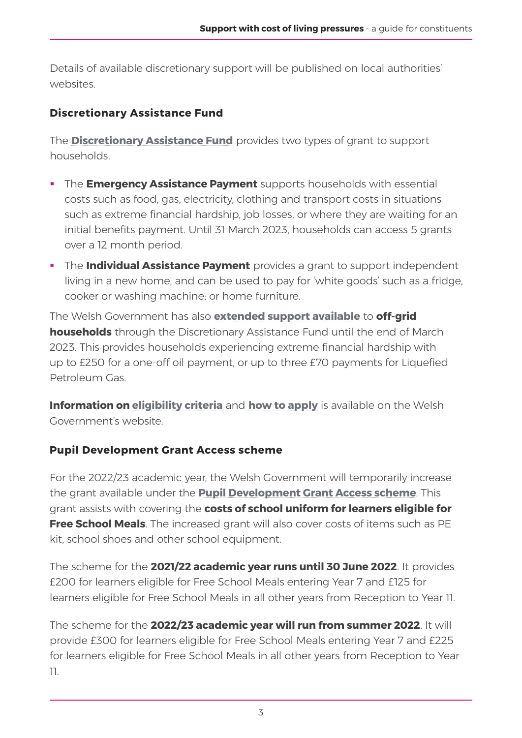Details of available discretionary support will be published on local authorities' websites.

### Discretionary Assistance Fund

The **Discretionary Assistance Fund** provides two types of grant to support households.

- The **Emergency Assistance Payment** supports households with essential costs such as food, gas, electricity, clothing and transport costs in situations such as extreme financial hardship, job losses, or where they are waiting for an initial benefits payment. Until 31 March 2023, households can access 5 grants over a 12 month period.
- The **Individual Assistance Payment** provides a grant to support independent living in a new home, and can be used to pay for 'white goods' such as a fridge, cooker or washing machine; or home furniture.

The Welsh Government has also **extended support available** to **off-grid households** through the Discretionary Assistance Fund until the end of March 2023. This provides households experiencing extreme financial hardship with up to £250 for a one-off oil payment, or up to three £70 payments for Liquefied Petroleum Gas.

**Information on eligibility criteria** and **how to apply** is available on the Welsh Government's website.

### Pupil Development Grant Access scheme

For the 2022/23 academic year, the Welsh Government will temporarily increase the grant available under the **Pupil Development Grant Access scheme**. This grant assists with covering the **costs of school uniform for learners eligible for Free School Meals**. The increased grant will also cover costs of items such as PE kit, school shoes and other school equipment.

The scheme for the **2021/22 academic year runs until 30 June 2022**. It provides £200 for learners eligible for Free School Meals entering Year 7 and £125 for learners eligible for Free School Meals in all other years from Reception to Year 11.

The scheme for the **2022/23 academic year will run from summer 2022**. It will provide £300 for learners eligible for Free School Meals entering Year 7 and £225 for learners eligible for Free School Meals in all other years from Reception to Year 11.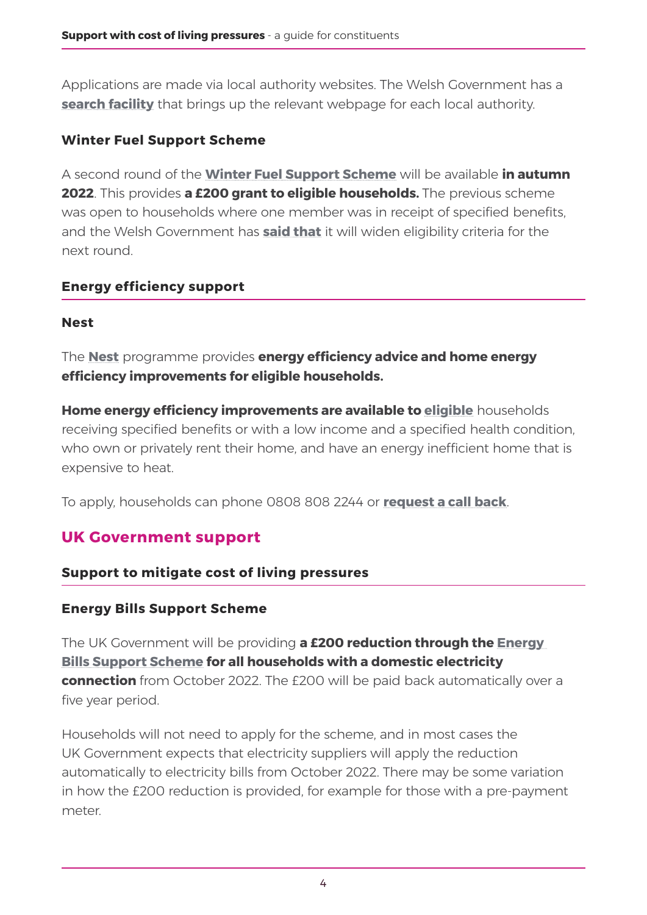Applications are made via local authority websites. The Welsh Government has a **search facility** that brings up the relevant webpage for each local authority.

#### Winter Fuel Support Scheme

A second round of the **Winter Fuel Support Scheme** will be available **in autumn 2022**. This provides **a £200 grant to eligible households.** The previous scheme was open to households where one member was in receipt of specified benefits, and the Welsh Government has **said that** it will widen eligibility criteria for the next round.

### Energy efficiency support

#### Nest

The **Nest** programme provides **energy efficiency advice and home energy efficiency improvements for eligible households.**

**Home energy efficiency improvements are available to eligible** households receiving specified benefits or with a low income and a specified health condition, who own or privately rent their home, and have an energy inefficient home that is expensive to heat.

To apply, households can phone 0808 808 2244 or **request a call back**.

## UK Government support

### Support to mitigate cost of living pressures

#### Energy Bills Support Scheme

The UK Government will be providing **a £200 reduction through the Energy Bills Support Scheme for all households with a domestic electricity connection** from October 2022. The £200 will be paid back automatically over a five year period.

Households will not need to apply for the scheme, and in most cases the UK Government expects that electricity suppliers will apply the reduction automatically to electricity bills from October 2022. There may be some variation in how the £200 reduction is provided, for example for those with a pre-payment meter.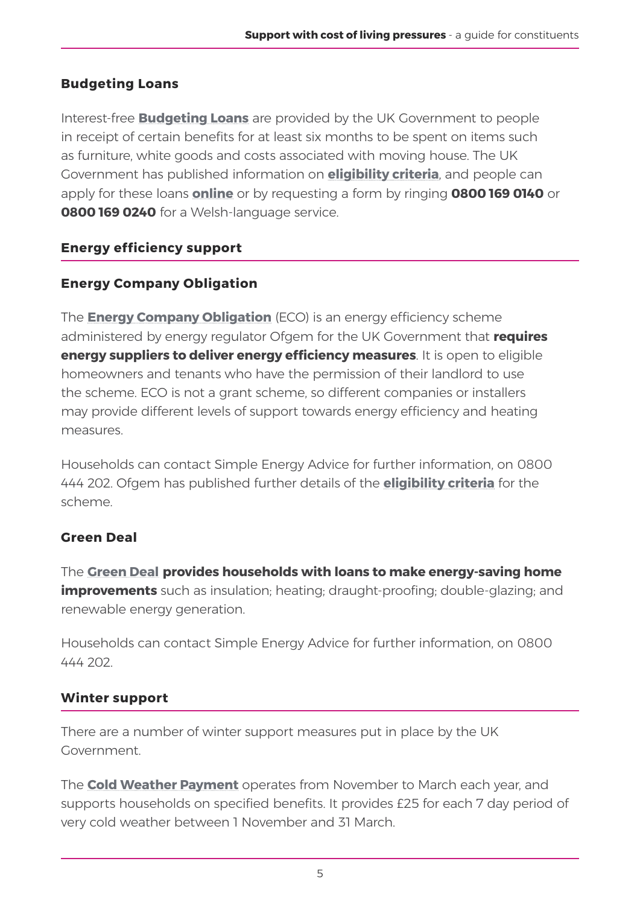### Budgeting Loans

Interest-free **Budgeting Loans** are provided by the UK Government to people in receipt of certain benefits for at least six months to be spent on items such as furniture, white goods and costs associated with moving house. The UK Government has published information on **eligibility criteria**, and people can apply for these loans **online** or by requesting a form by ringing **0800 169 0140** or **0800 169 0240** for a Welsh-language service.

## Energy efficiency support

### Energy Company Obligation

The **Energy Company Obligation** (ECO) is an energy efficiency scheme administered by energy regulator Ofgem for the UK Government that **requires energy suppliers to deliver energy efficiency measures**. It is open to eligible homeowners and tenants who have the permission of their landlord to use the scheme. ECO is not a grant scheme, so different companies or installers may provide different levels of support towards energy efficiency and heating measures.

Households can contact Simple Energy Advice for further information, on 0800 444 202. Ofgem has published further details of the **eligibility criteria** for the scheme.

### Green Deal

The **Green Deal** **provides households with loans to make energy-saving home improvements** such as insulation; heating; draught-proofing; double-glazing; and renewable energy generation.

Households can contact Simple Energy Advice for further information, on 0800 444 202.

## Winter support

There are a number of winter support measures put in place by the UK Government.

The **Cold Weather Payment** operates from November to March each year, and supports households on specified benefits. It provides £25 for each 7 day period of very cold weather between 1 November and 31 March.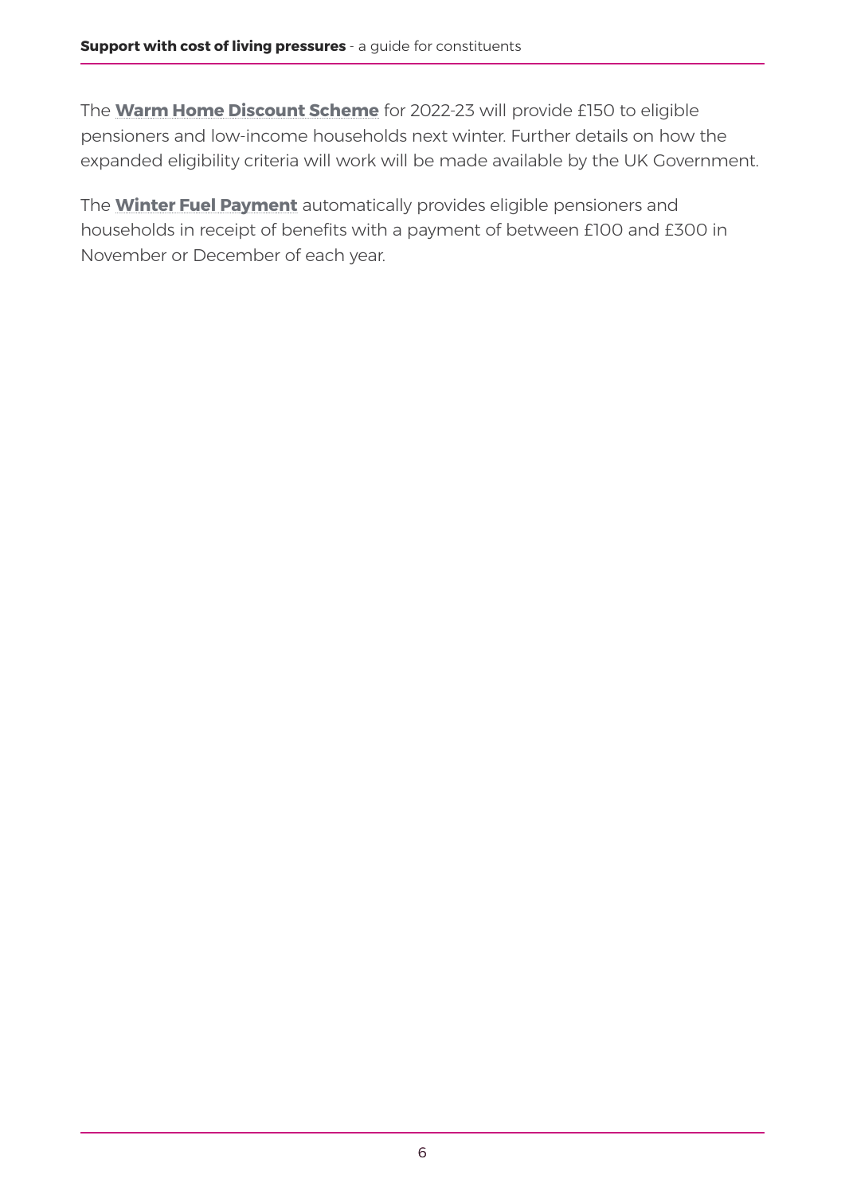The **Warm Home Discount Scheme** for 2022-23 will provide £150 to eligible pensioners and low-income households next winter. Further details on how the expanded eligibility criteria will work will be made available by the UK Government.

The **Winter Fuel Payment** automatically provides eligible pensioners and households in receipt of benefits with a payment of between £100 and £300 in November or December of each year.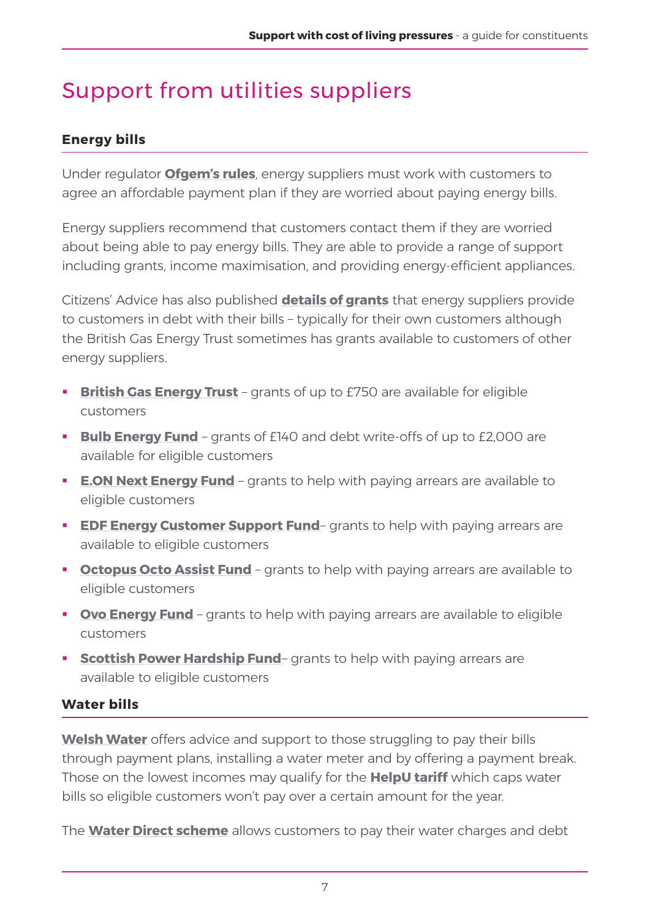# Support from utilities suppliers

### Energy bills

Under regulator **Ofgem's rules**, energy suppliers must work with customers to agree an affordable payment plan if they are worried about paying energy bills.

Energy suppliers recommend that customers contact them if they are worried about being able to pay energy bills. They are able to provide a range of support including grants, income maximisation, and providing energy-efficient appliances.

Citizens' Advice has also published **details of grants** that energy suppliers provide to customers in debt with their bills – typically for their own customers although the British Gas Energy Trust sometimes has grants available to customers of other energy suppliers.

- **British Gas Energy Trust** – grants of up to £750 are available for eligible customers
- **Bulb Energy Fund** – grants of £140 and debt write-offs of up to £2,000 are available for eligible customers
- **E.ON Next Energy Fund** – grants to help with paying arrears are available to eligible customers
- **EDF Energy Customer Support Fund**– grants to help with paying arrears are available to eligible customers
- **Octopus Octo Assist Fund** – grants to help with paying arrears are available to eligible customers
- **Ovo Energy Fund** – grants to help with paying arrears are available to eligible customers
- **Scottish Power Hardship Fund**– grants to help with paying arrears are available to eligible customers

### Water bills

**Welsh Water** offers advice and support to those struggling to pay their bills through payment plans, installing a water meter and by offering a payment break. Those on the lowest incomes may qualify for the **HelpU tariff** which caps water bills so eligible customers won't pay over a certain amount for the year.

The **Water Direct scheme** allows customers to pay their water charges and debt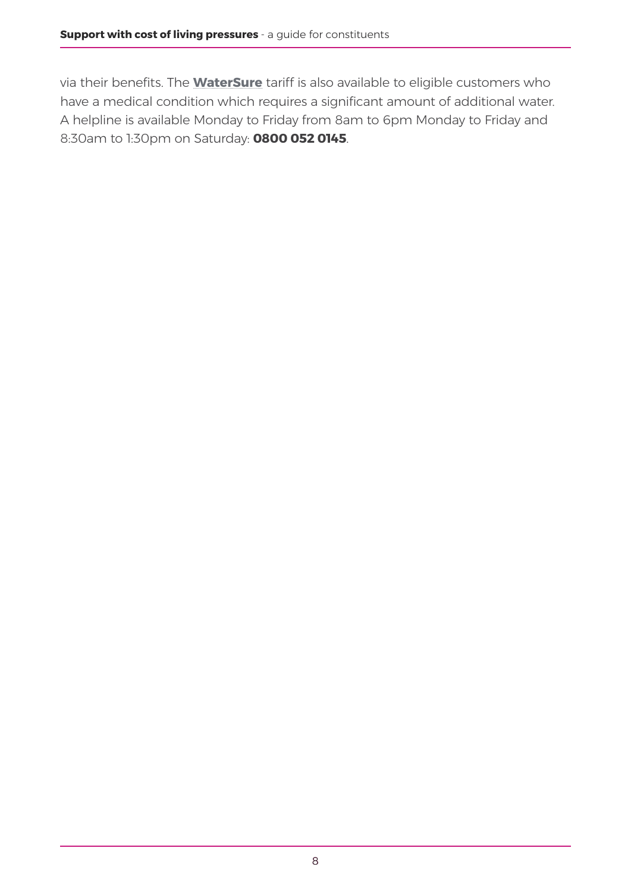via their benefits. The **WaterSure** tariff is also available to eligible customers who have a medical condition which requires a significant amount of additional water. A helpline is available Monday to Friday from 8am to 6pm Monday to Friday and 8:30am to 1:30pm on Saturday: **0800 052 0145**.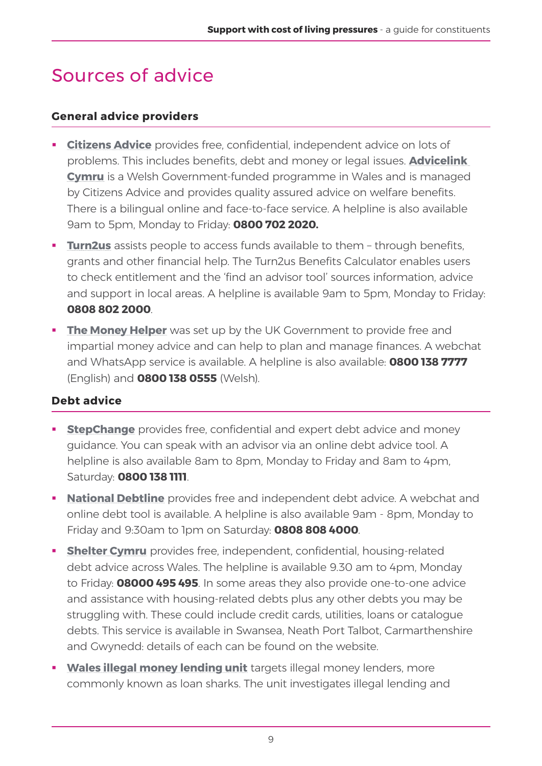# Sources of advice

### General advice providers

- **Citizens Advice** provides free, confidential, independent advice on lots of problems. This includes benefits, debt and money or legal issues. **Advicelink Cymru** is a Welsh Government-funded programme in Wales and is managed by Citizens Advice and provides quality assured advice on welfare benefits. There is a bilingual online and face-to-face service. A helpline is also available 9am to 5pm, Monday to Friday: **0800 702 2020.**
- **Turn2us** assists people to access funds available to them – through benefits, grants and other financial help. The Turn2us Benefits Calculator enables users to check entitlement and the 'find an advisor tool' sources information, advice and support in local areas. A helpline is available 9am to 5pm, Monday to Friday: **0808 802 2000**.
- **The Money Helper** was set up by the UK Government to provide free and impartial money advice and can help to plan and manage finances. A webchat and WhatsApp service is available. A helpline is also available: **0800 138 7777** (English) and **0800 138 0555** (Welsh).

### Debt advice

- **StepChange** provides free, confidential and expert debt advice and money guidance. You can speak with an advisor via an online debt advice tool. A helpline is also available 8am to 8pm, Monday to Friday and 8am to 4pm, Saturday: **0800 138 1111**.
- **National Debtline** provides free and independent debt advice. A webchat and online debt tool is available. A helpline is also available 9am - 8pm, Monday to Friday and 9:30am to 1pm on Saturday: **0808 808 4000**.
- **Shelter Cymru** provides free, independent, confidential, housing-related debt advice across Wales. The helpline is available 9.30 am to 4pm, Monday to Friday: **08000 495 495**. In some areas they also provide one-to-one advice and assistance with housing-related debts plus any other debts you may be struggling with. These could include credit cards, utilities, loans or catalogue debts. This service is available in Swansea, Neath Port Talbot, Carmarthenshire and Gwynedd: details of each can be found on the website.
- **Wales illegal money lending unit** targets illegal money lenders, more commonly known as loan sharks. The unit investigates illegal lending and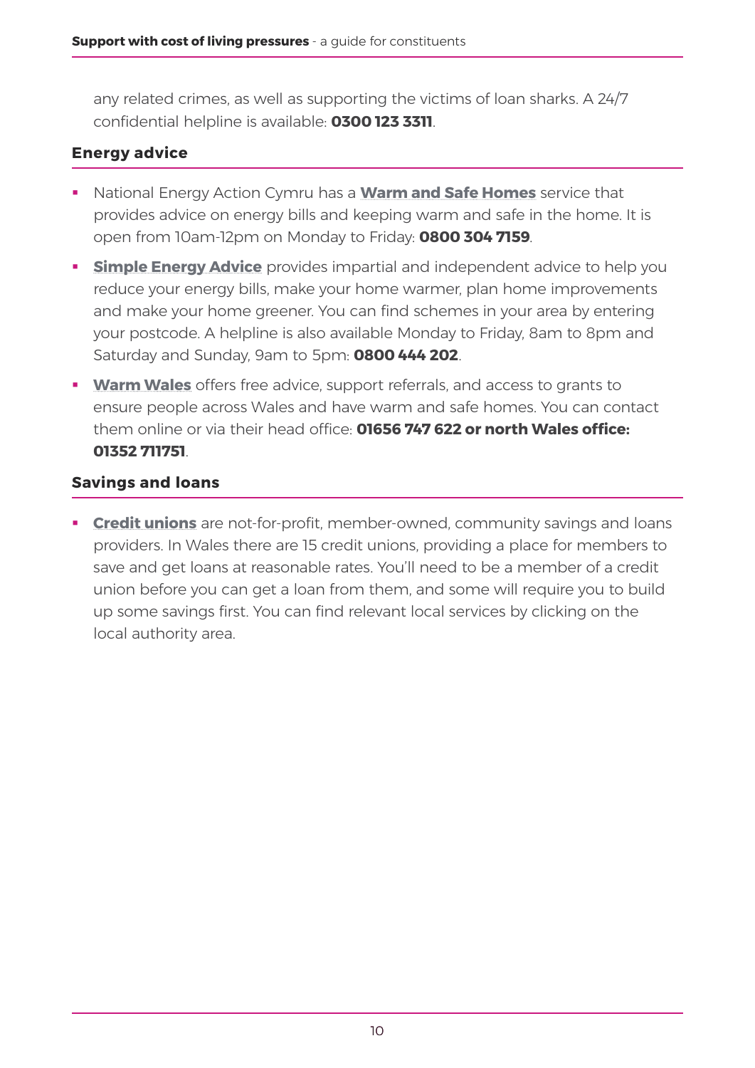any related crimes, as well as supporting the victims of loan sharks. A 24/7 confidential helpline is available: **0300 123 3311**.

## Energy advice

- National Energy Action Cymru has a **Warm and Safe Homes** service that provides advice on energy bills and keeping warm and safe in the home. It is open from 10am-12pm on Monday to Friday: **0800 304 7159**.
- **Simple Energy Advice** provides impartial and independent advice to help you reduce your energy bills, make your home warmer, plan home improvements and make your home greener. You can find schemes in your area by entering your postcode. A helpline is also available Monday to Friday, 8am to 8pm and Saturday and Sunday, 9am to 5pm: **0800 444 202**.
- **Warm Wales** offers free advice, support referrals, and access to grants to ensure people across Wales and have warm and safe homes. You can contact them online or via their head office: **01656 747 622 or north Wales office: 01352 711751**.

## Savings and loans

- **Credit unions** are not-for-profit, member-owned, community savings and loans providers. In Wales there are 15 credit unions, providing a place for members to save and get loans at reasonable rates. You'll need to be a member of a credit union before you can get a loan from them, and some will require you to build up some savings first. You can find relevant local services by clicking on the local authority area.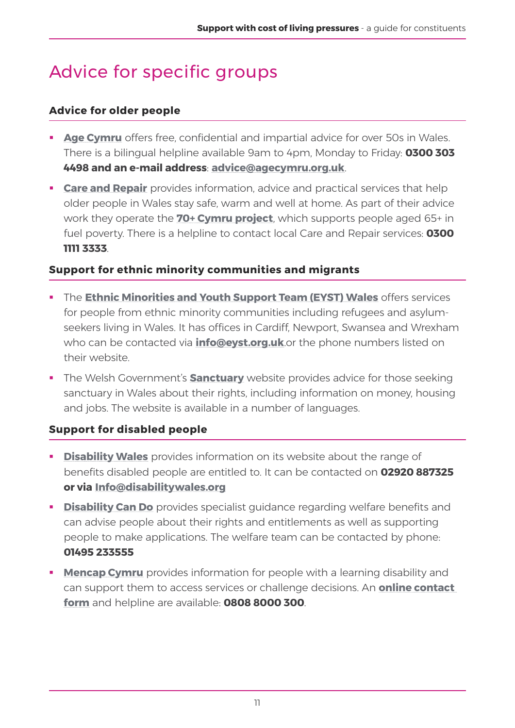# Advice for specific groups

### Advice for older people

- **Age Cymru** offers free, confidential and impartial advice for over 50s in Wales. There is a bilingual helpline available 9am to 4pm, Monday to Friday: **0300 303 4498 and an e-mail address**: **advice@agecymru.org.uk**.
- **Care and Repair** provides information, advice and practical services that help older people in Wales stay safe, warm and well at home. As part of their advice work they operate the **70+ Cymru project**, which supports people aged 65+ in fuel poverty. There is a helpline to contact local Care and Repair services: **0300 1111 3333**.

### Support for ethnic minority communities and migrants

- The **Ethnic Minorities and Youth Support Team (EYST) Wales** offers services for people from ethnic minority communities including refugees and asylum-seekers living in Wales. It has offices in Cardiff, Newport, Swansea and Wrexham who can be contacted via **info@eyst.org.uk**.or the phone numbers listed on their website.
- The Welsh Government's **Sanctuary** website provides advice for those seeking sanctuary in Wales about their rights, including information on money, housing and jobs. The website is available in a number of languages.

### Support for disabled people

- **Disability Wales** provides information on its website about the range of benefits disabled people are entitled to. It can be contacted on **02920 887325 or via Info@disabilitywales.org**
- **Disability Can Do** provides specialist guidance regarding welfare benefits and can advise people about their rights and entitlements as well as supporting people to make applications. The welfare team can be contacted by phone: **01495 233555**
- **Mencap Cymru** provides information for people with a learning disability and can support them to access services or challenge decisions. An **online contact form** and helpline are available: **0808 8000 300**.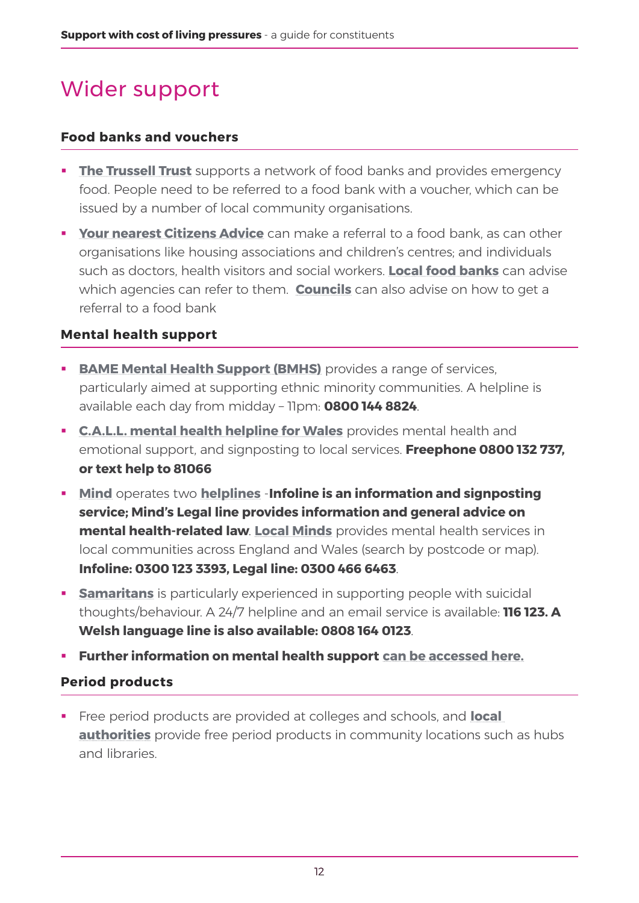# Wider support

### Food banks and vouchers

- **The Trussell Trust** supports a network of food banks and provides emergency food. People need to be referred to a food bank with a voucher, which can be issued by a number of local community organisations.
- **Your nearest Citizens Advice** can make a referral to a food bank, as can other organisations like housing associations and children's centres; and individuals such as doctors, health visitors and social workers. **Local food banks** can advise which agencies can refer to them. **Councils** can also advise on how to get a referral to a food bank

### Mental health support

- **BAME Mental Health Support (BMHS)** provides a range of services, particularly aimed at supporting ethnic minority communities. A helpline is available each day from midday – 11pm: **0800 144 8824**.
- **C.A.L.L. mental health helpline for Wales** provides mental health and emotional support, and signposting to local services. **Freephone 0800 132 737, or text help to 81066**
- **Mind** operates two **helplines** -**Infoline is an information and signposting service; Mind's Legal line provides information and general advice on mental health-related law**. **Local Minds** provides mental health services in local communities across England and Wales (search by postcode or map). **Infoline: 0300 123 3393, Legal line: 0300 466 6463**.
- **Samaritans** is particularly experienced in supporting people with suicidal thoughts/behaviour. A 24/7 helpline and an email service is available: **116 123. A Welsh language line is also available: 0808 164 0123**.
- **Further information on mental health support can be accessed here.**

### Period products

- Free period products are provided at colleges and schools, and **local authorities** provide free period products in community locations such as hubs and libraries.